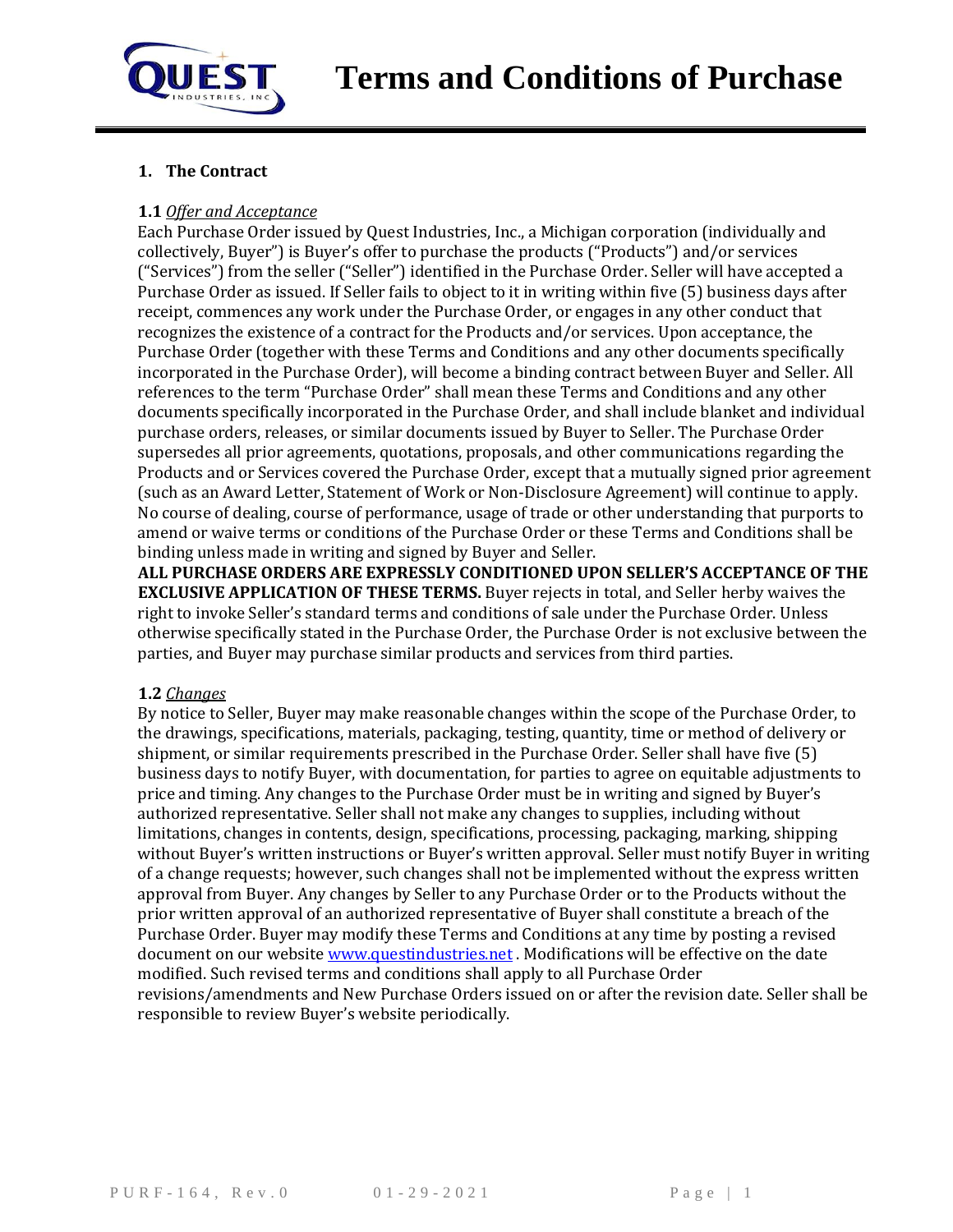# Terms and Conditions of Purchase

## 1. The Contract

**1.1** *Offer and Acceptance*

Each Purchase Order issued by Quest Industries, Inc., a Michigan corporation (individually and collectively, Buyer") is Buyer's offer to purchase the products ("Products") and/or services ("Services") from the seller ("Seller") identified in the Purchase Order. Seller will have accepted a Purchase Order as issued. If Seller fails to object to it in writing within five (5) business days after receipt, commences any work under the Purchase Order, or engages in any other conduct that recognizes the existence of a contract for the Products and/or services. Upon acceptance, the Purchase Order (together with these Terms and Conditions and any other documents specifically incorporated in the Purchase Order), will become a binding contract between Buyer and Seller. All references to the term "Purchase Order" shall mean these Terms and Conditions and any other documents specifically incorporated in the Purchase Order, and shall include blanket and individual purchase orders, releases, or similar documents issued by Buyer to Seller. The Purchase Order supersedes all prior agreements, quotations, proposals, and other communications regarding the Products and or Services covered the Purchase Order, except that a mutually signed prior agreement (such as an Award Letter, Statement of Work or Non-Disclosure Agreement) will continue to apply. No course of dealing, course of performance, usage of trade or other understanding that purports to amend or waive terms or conditions of the Purchase Order or these Terms and Conditions shall be binding unless made in writing and signed by Buyer and Seller.

**ALL PURCHASE ORDERS ARE EXPRESSLY CONDITIONED UPON SELLER'S ACCEPTANCE OF THE EXCLUSIVE APPLICATION OF THESE TERMS.** Buyer rejects in total, and Seller herby waives the right to invoke Seller's standard terms and conditions of sale under the Purchase Order. Unless otherwise specifically stated in the Purchase Order, the Purchase Order is not exclusive between the parties, and Buyer may purchase similar products and services from third parties.

**1.2** *Changes*

By notice to Seller, Buyer may make reasonable changes within the scope of the Purchase Order, to the drawings, specifications, materials, packaging, testing, quantity, time or method of delivery or shipment, or similar requirements prescribed in the Purchase Order. Seller shall have five (5) business days to notify Buyer, with documentation, for parties to agree on equitable adjustments to price and timing. Any changes to the Purchase Order must be in writing and signed by Buyer's authorized representative. Seller shall not make any changes to supplies, including without limitations, changes in contents, design, specifications, processing, packaging, marking, shipping without Buyer's written instructions or Buyer's written approval. Seller must notify Buyer in writing of a change requests; however, such changes shall not be implemented without the express written approval from Buyer. Any changes by Seller to any Purchase Order or to the Products without the prior written approval of an authorized representative of Buyer shall constitute a breach of the Purchase Order. Buyer may modify these Terms and Conditions at any time by posting a revised document on our website www.questindustries.net . Modifications will be effective on the date modified. Such revised terms and conditions shall apply to all Purchase Order revisions/amendments and New Purchase Orders issued on or after the revision date. Seller shall be responsible to review Buyer's website periodically.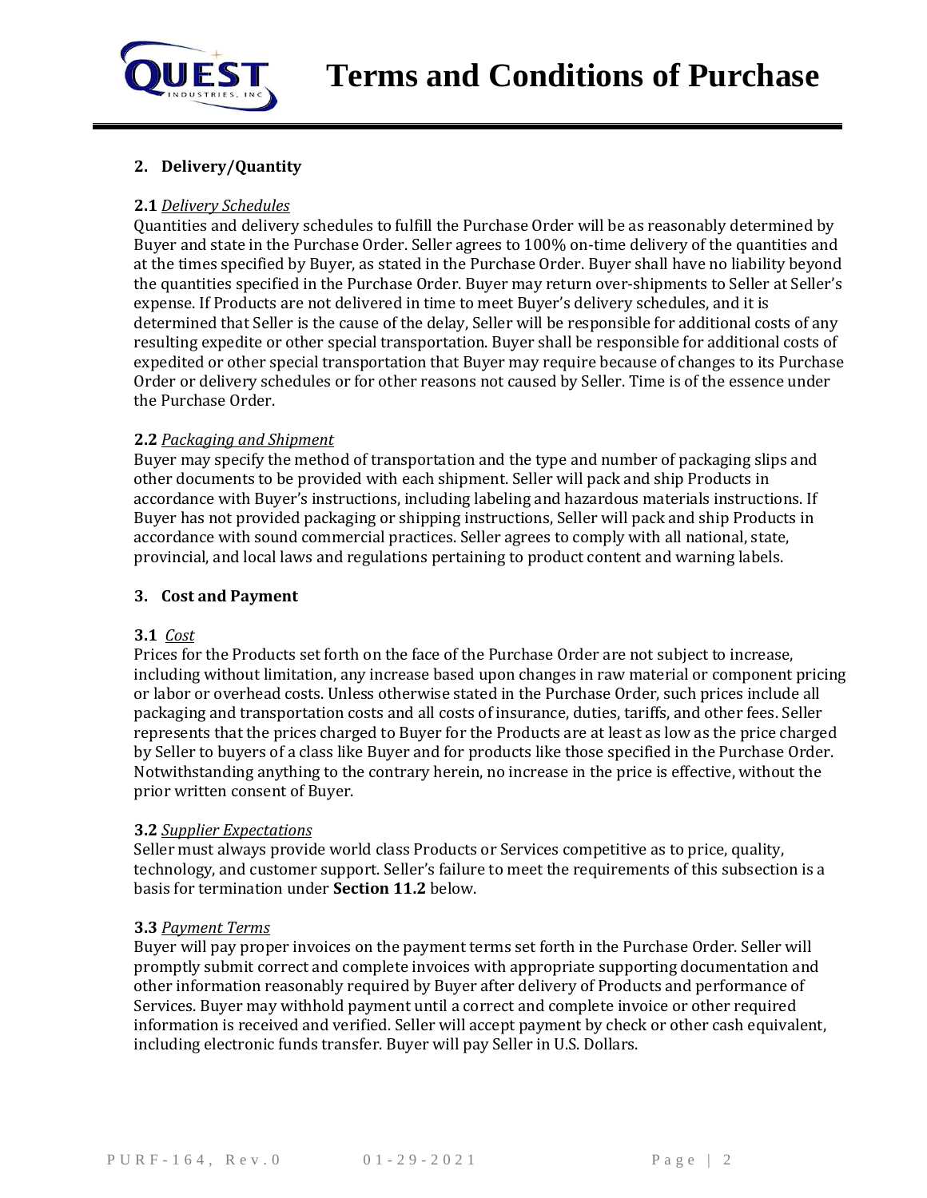## 2. Delivery/Quantity

**2.1** *Delivery Schedules*

Quantities and delivery schedules to fulfill the Purchase Order will be as reasonably determined by Buyer and state in the Purchase Order. Seller agrees to 100% on-time delivery of the quantities and at the times specified by Buyer, as stated in the Purchase Order. Buyer shall have no liability beyond the quantities specified in the Purchase Order. Buyer may return over-shipments to Seller at Seller's expense. If Products are not delivered in time to meet Buyer's delivery schedules, and it is determined that Seller is the cause of the delay, Seller will be responsible for additional costs of any resulting expedite or other special transportation. Buyer shall be responsible for additional costs of expedited or other special transportation that Buyer may require because of changes to its Purchase Order or delivery schedules or for other reasons not caused by Seller. Time is of the essence under the Purchase Order.

**2.2** *Packaging and Shipment*

Buyer may specify the method of transportation and the type and number of packaging slips and other documents to be provided with each shipment. Seller will pack and ship Products in accordance with Buyer's instructions, including labeling and hazardous materials instructions. If Buyer has not provided packaging or shipping instructions, Seller will pack and ship Products in accordance with sound commercial practices. Seller agrees to comply with all national, state, provincial, and local laws and regulations pertaining to product content and warning labels.

## 3. Cost and Payment

**3.1** *Cost*

Prices for the Products set forth on the face of the Purchase Order are not subject to increase, including without limitation, any increase based upon changes in raw material or component pricing or labor or overhead costs. Unless otherwise stated in the Purchase Order, such prices include all packaging and transportation costs and all costs of insurance, duties, tariffs, and other fees. Seller represents that the prices charged to Buyer for the Products are at least as low as the price charged by Seller to buyers of a class like Buyer and for products like those specified in the Purchase Order. Notwithstanding anything to the contrary herein, no increase in the price is effective, without the prior written consent of Buyer.

**3.2** *Supplier Expectations*

Seller must always provide world class Products or Services competitive as to price, quality, technology, and customer support. Seller's failure to meet the requirements of this subsection is a basis for termination under **Section 11.2** below.

**3.3** *Payment Terms*

Buyer will pay proper invoices on the payment terms set forth in the Purchase Order. Seller will promptly submit correct and complete invoices with appropriate supporting documentation and other information reasonably required by Buyer after delivery of Products and performance of Services. Buyer may withhold payment until a correct and complete invoice or other required information is received and verified. Seller will accept payment by check or other cash equivalent, including electronic funds transfer. Buyer will pay Seller in U.S. Dollars.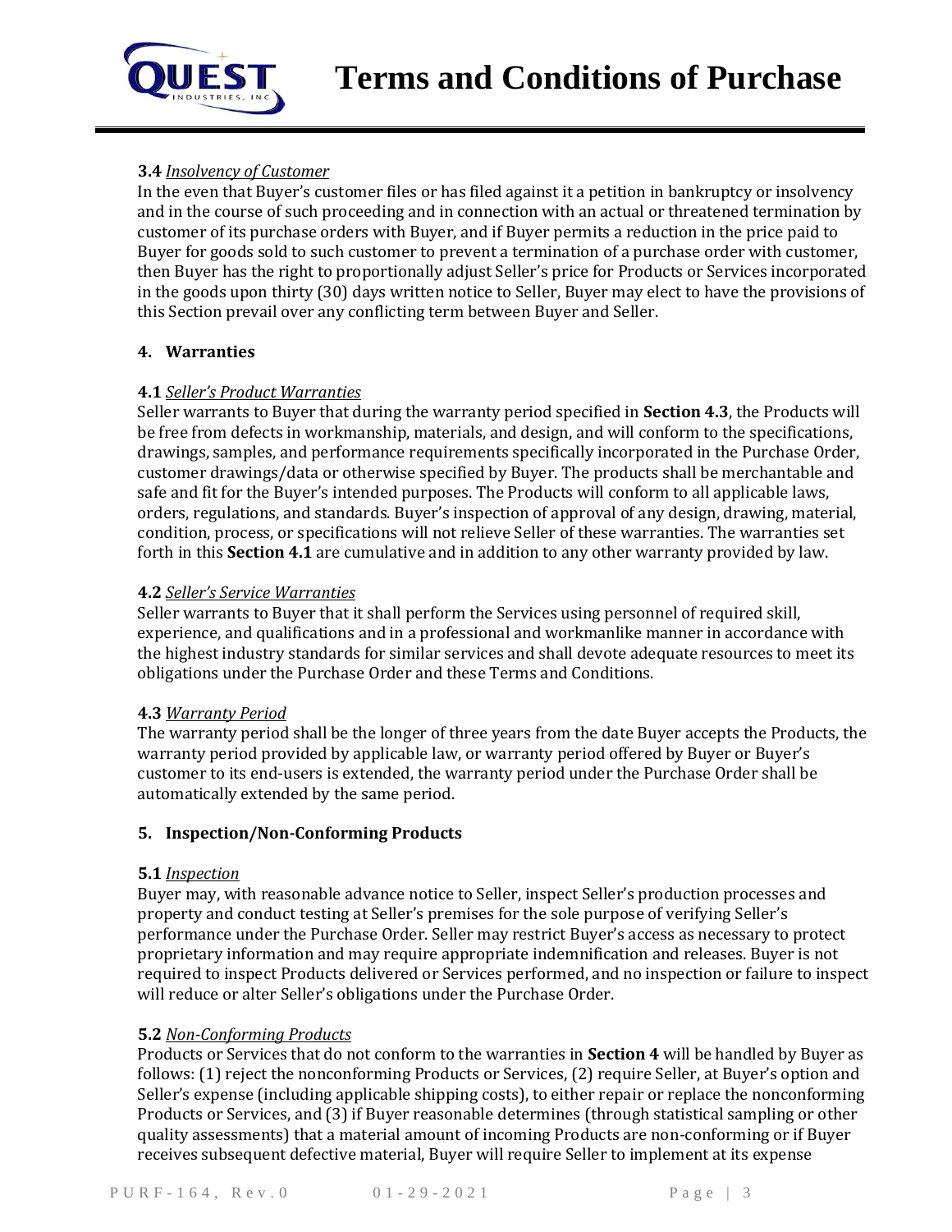**3.4** *Insolvency of Customer*
In the even that Buyer's customer files or has filed against it a petition in bankruptcy or insolvency and in the course of such proceeding and in connection with an actual or threatened termination by customer of its purchase orders with Buyer, and if Buyer permits a reduction in the price paid to Buyer for goods sold to such customer to prevent a termination of a purchase order with customer, then Buyer has the right to proportionally adjust Seller's price for Products or Services incorporated in the goods upon thirty (30) days written notice to Seller, Buyer may elect to have the provisions of this Section prevail over any conflicting term between Buyer and Seller.

## 4. Warranties

**4.1** *Seller's Product Warranties*
Seller warrants to Buyer that during the warranty period specified in **Section 4.3**, the Products will be free from defects in workmanship, materials, and design, and will conform to the specifications, drawings, samples, and performance requirements specifically incorporated in the Purchase Order, customer drawings/data or otherwise specified by Buyer. The products shall be merchantable and safe and fit for the Buyer's intended purposes. The Products will conform to all applicable laws, orders, regulations, and standards. Buyer's inspection of approval of any design, drawing, material, condition, process, or specifications will not relieve Seller of these warranties. The warranties set forth in this **Section 4.1** are cumulative and in addition to any other warranty provided by law.

**4.2** *Seller's Service Warranties*
Seller warrants to Buyer that it shall perform the Services using personnel of required skill, experience, and qualifications and in a professional and workmanlike manner in accordance with the highest industry standards for similar services and shall devote adequate resources to meet its obligations under the Purchase Order and these Terms and Conditions.

**4.3** *Warranty Period*
The warranty period shall be the longer of three years from the date Buyer accepts the Products, the warranty period provided by applicable law, or warranty period offered by Buyer or Buyer's customer to its end-users is extended, the warranty period under the Purchase Order shall be automatically extended by the same period.

## 5. Inspection/Non-Conforming Products

**5.1** *Inspection*
Buyer may, with reasonable advance notice to Seller, inspect Seller's production processes and property and conduct testing at Seller's premises for the sole purpose of verifying Seller's performance under the Purchase Order. Seller may restrict Buyer's access as necessary to protect proprietary information and may require appropriate indemnification and releases. Buyer is not required to inspect Products delivered or Services performed, and no inspection or failure to inspect will reduce or alter Seller's obligations under the Purchase Order.

**5.2** *Non-Conforming Products*
Products or Services that do not conform to the warranties in **Section 4** will be handled by Buyer as follows: (1) reject the nonconforming Products or Services, (2) require Seller, at Buyer's option and Seller's expense (including applicable shipping costs), to either repair or replace the nonconforming Products or Services, and (3) if Buyer reasonable determines (through statistical sampling or other quality assessments) that a material amount of incoming Products are non-conforming or if Buyer receives subsequent defective material, Buyer will require Seller to implement at its expense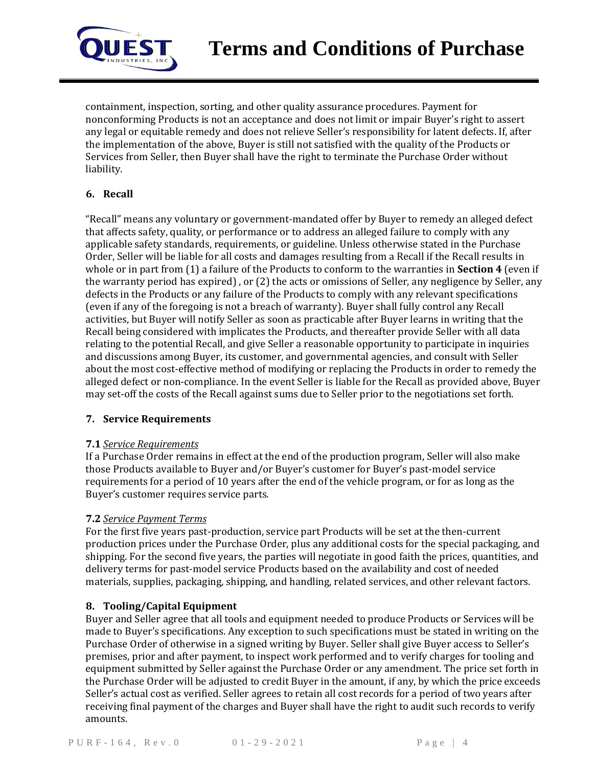containment, inspection, sorting, and other quality assurance procedures. Payment for nonconforming Products is not an acceptance and does not limit or impair Buyer's right to assert any legal or equitable remedy and does not relieve Seller's responsibility for latent defects. If, after the implementation of the above, Buyer is still not satisfied with the quality of the Products or Services from Seller, then Buyer shall have the right to terminate the Purchase Order without liability.

## 6. Recall

"Recall" means any voluntary or government-mandated offer by Buyer to remedy an alleged defect that affects safety, quality, or performance or to address an alleged failure to comply with any applicable safety standards, requirements, or guideline. Unless otherwise stated in the Purchase Order, Seller will be liable for all costs and damages resulting from a Recall if the Recall results in whole or in part from (1) a failure of the Products to conform to the warranties in **Section 4** (even if the warranty period has expired) , or (2) the acts or omissions of Seller, any negligence by Seller, any defects in the Products or any failure of the Products to comply with any relevant specifications (even if any of the foregoing is not a breach of warranty). Buyer shall fully control any Recall activities, but Buyer will notify Seller as soon as practicable after Buyer learns in writing that the Recall being considered with implicates the Products, and thereafter provide Seller with all data relating to the potential Recall, and give Seller a reasonable opportunity to participate in inquiries and discussions among Buyer, its customer, and governmental agencies, and consult with Seller about the most cost-effective method of modifying or replacing the Products in order to remedy the alleged defect or non-compliance. In the event Seller is liable for the Recall as provided above, Buyer may set-off the costs of the Recall against sums due to Seller prior to the negotiations set forth.

## 7. Service Requirements

**7.1** *Service Requirements*
If a Purchase Order remains in effect at the end of the production program, Seller will also make those Products available to Buyer and/or Buyer's customer for Buyer's past-model service requirements for a period of 10 years after the end of the vehicle program, or for as long as the Buyer's customer requires service parts.

**7.2** *Service Payment Terms*
For the first five years past-production, service part Products will be set at the then-current production prices under the Purchase Order, plus any additional costs for the special packaging, and shipping. For the second five years, the parties will negotiate in good faith the prices, quantities, and delivery terms for past-model service Products based on the availability and cost of needed materials, supplies, packaging, shipping, and handling, related services, and other relevant factors.

## 8. Tooling/Capital Equipment

Buyer and Seller agree that all tools and equipment needed to produce Products or Services will be made to Buyer's specifications. Any exception to such specifications must be stated in writing on the Purchase Order of otherwise in a signed writing by Buyer. Seller shall give Buyer access to Seller's premises, prior and after payment, to inspect work performed and to verify charges for tooling and equipment submitted by Seller against the Purchase Order or any amendment. The price set forth in the Purchase Order will be adjusted to credit Buyer in the amount, if any, by which the price exceeds Seller's actual cost as verified. Seller agrees to retain all cost records for a period of two years after receiving final payment of the charges and Buyer shall have the right to audit such records to verify amounts.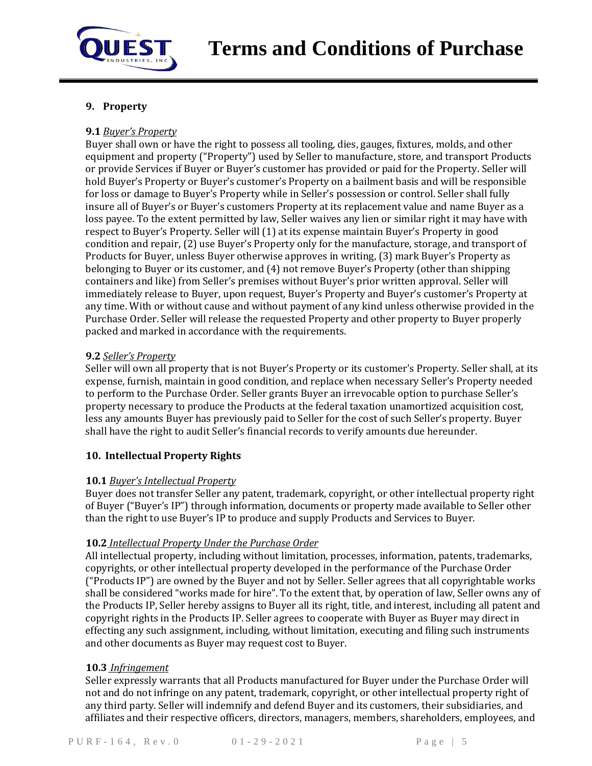## 9. Property

**9.1** *Buyer's Property*
Buyer shall own or have the right to possess all tooling, dies, gauges, fixtures, molds, and other equipment and property ("Property") used by Seller to manufacture, store, and transport Products or provide Services if Buyer or Buyer's customer has provided or paid for the Property. Seller will hold Buyer's Property or Buyer's customer's Property on a bailment basis and will be responsible for loss or damage to Buyer's Property while in Seller's possession or control. Seller shall fully insure all of Buyer's or Buyer's customers Property at its replacement value and name Buyer as a loss payee. To the extent permitted by law, Seller waives any lien or similar right it may have with respect to Buyer's Property. Seller will (1) at its expense maintain Buyer's Property in good condition and repair, (2) use Buyer's Property only for the manufacture, storage, and transport of Products for Buyer, unless Buyer otherwise approves in writing, (3) mark Buyer's Property as belonging to Buyer or its customer, and (4) not remove Buyer's Property (other than shipping containers and like) from Seller's premises without Buyer's prior written approval. Seller will immediately release to Buyer, upon request, Buyer's Property and Buyer's customer's Property at any time. With or without cause and without payment of any kind unless otherwise provided in the Purchase Order. Seller will release the requested Property and other property to Buyer properly packed and marked in accordance with the requirements.

**9.2** *Seller's Property*
Seller will own all property that is not Buyer's Property or its customer's Property. Seller shall, at its expense, furnish, maintain in good condition, and replace when necessary Seller's Property needed to perform to the Purchase Order. Seller grants Buyer an irrevocable option to purchase Seller's property necessary to produce the Products at the federal taxation unamortized acquisition cost, less any amounts Buyer has previously paid to Seller for the cost of such Seller's property. Buyer shall have the right to audit Seller's financial records to verify amounts due hereunder.

## 10. Intellectual Property Rights

**10.1** *Buyer's Intellectual Property*
Buyer does not transfer Seller any patent, trademark, copyright, or other intellectual property right of Buyer ("Buyer's IP") through information, documents or property made available to Seller other than the right to use Buyer's IP to produce and supply Products and Services to Buyer.

**10.2** *Intellectual Property Under the Purchase Order*
All intellectual property, including without limitation, processes, information, patents, trademarks, copyrights, or other intellectual property developed in the performance of the Purchase Order ("Products IP") are owned by the Buyer and not by Seller. Seller agrees that all copyrightable works shall be considered "works made for hire". To the extent that, by operation of law, Seller owns any of the Products IP, Seller hereby assigns to Buyer all its right, title, and interest, including all patent and copyright rights in the Products IP. Seller agrees to cooperate with Buyer as Buyer may direct in effecting any such assignment, including, without limitation, executing and filing such instruments and other documents as Buyer may request cost to Buyer.

**10.3** *Infringement*
Seller expressly warrants that all Products manufactured for Buyer under the Purchase Order will not and do not infringe on any patent, trademark, copyright, or other intellectual property right of any third party. Seller will indemnify and defend Buyer and its customers, their subsidiaries, and affiliates and their respective officers, directors, managers, members, shareholders, employees, and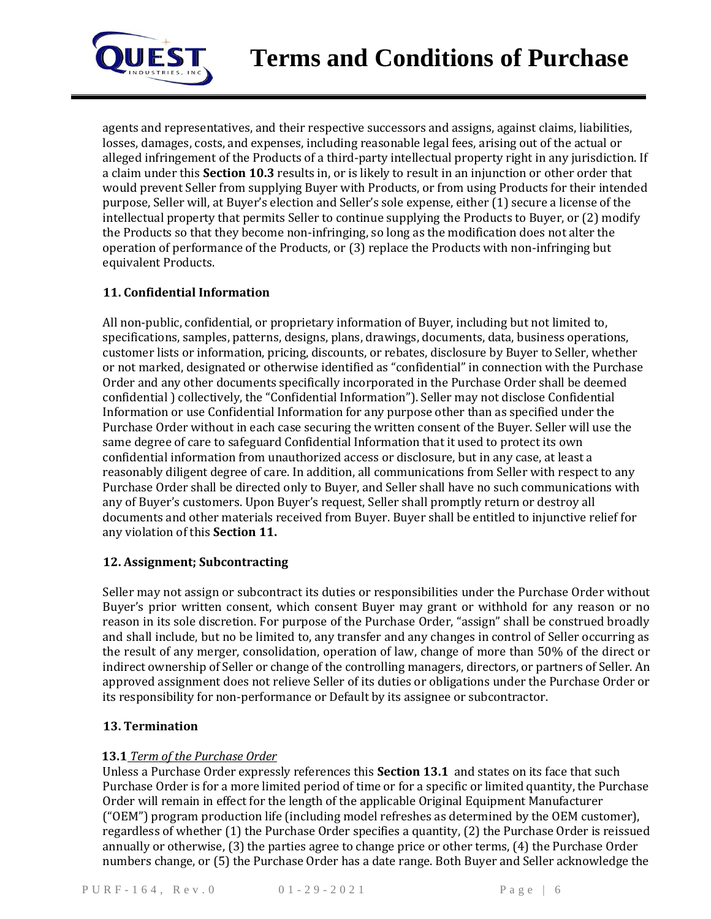agents and representatives, and their respective successors and assigns, against claims, liabilities, losses, damages, costs, and expenses, including reasonable legal fees, arising out of the actual or alleged infringement of the Products of a third-party intellectual property right in any jurisdiction. If a claim under this **Section 10.3** results in, or is likely to result in an injunction or other order that would prevent Seller from supplying Buyer with Products, or from using Products for their intended purpose, Seller will, at Buyer's election and Seller's sole expense, either (1) secure a license of the intellectual property that permits Seller to continue supplying the Products to Buyer, or (2) modify the Products so that they become non-infringing, so long as the modification does not alter the operation of performance of the Products, or (3) replace the Products with non-infringing but equivalent Products.

## 11. Confidential Information

All non-public, confidential, or proprietary information of Buyer, including but not limited to, specifications, samples, patterns, designs, plans, drawings, documents, data, business operations, customer lists or information, pricing, discounts, or rebates, disclosure by Buyer to Seller, whether or not marked, designated or otherwise identified as "confidential" in connection with the Purchase Order and any other documents specifically incorporated in the Purchase Order shall be deemed confidential ) collectively, the "Confidential Information"). Seller may not disclose Confidential Information or use Confidential Information for any purpose other than as specified under the Purchase Order without in each case securing the written consent of the Buyer. Seller will use the same degree of care to safeguard Confidential Information that it used to protect its own confidential information from unauthorized access or disclosure, but in any case, at least a reasonably diligent degree of care. In addition, all communications from Seller with respect to any Purchase Order shall be directed only to Buyer, and Seller shall have no such communications with any of Buyer's customers. Upon Buyer's request, Seller shall promptly return or destroy all documents and other materials received from Buyer. Buyer shall be entitled to injunctive relief for any violation of this **Section 11.**

## 12. Assignment; Subcontracting

Seller may not assign or subcontract its duties or responsibilities under the Purchase Order without Buyer's prior written consent, which consent Buyer may grant or withhold for any reason or no reason in its sole discretion. For purpose of the Purchase Order, "assign" shall be construed broadly and shall include, but no be limited to, any transfer and any changes in control of Seller occurring as the result of any merger, consolidation, operation of law, change of more than 50% of the direct or indirect ownership of Seller or change of the controlling managers, directors, or partners of Seller. An approved assignment does not relieve Seller of its duties or obligations under the Purchase Order or its responsibility for non-performance or Default by its assignee or subcontractor.

## 13. Termination

**13.1** *Term of the Purchase Order*

Unless a Purchase Order expressly references this **Section 13.1** and states on its face that such Purchase Order is for a more limited period of time or for a specific or limited quantity, the Purchase Order will remain in effect for the length of the applicable Original Equipment Manufacturer ("OEM") program production life (including model refreshes as determined by the OEM customer), regardless of whether (1) the Purchase Order specifies a quantity, (2) the Purchase Order is reissued annually or otherwise, (3) the parties agree to change price or other terms, (4) the Purchase Order numbers change, or (5) the Purchase Order has a date range. Both Buyer and Seller acknowledge the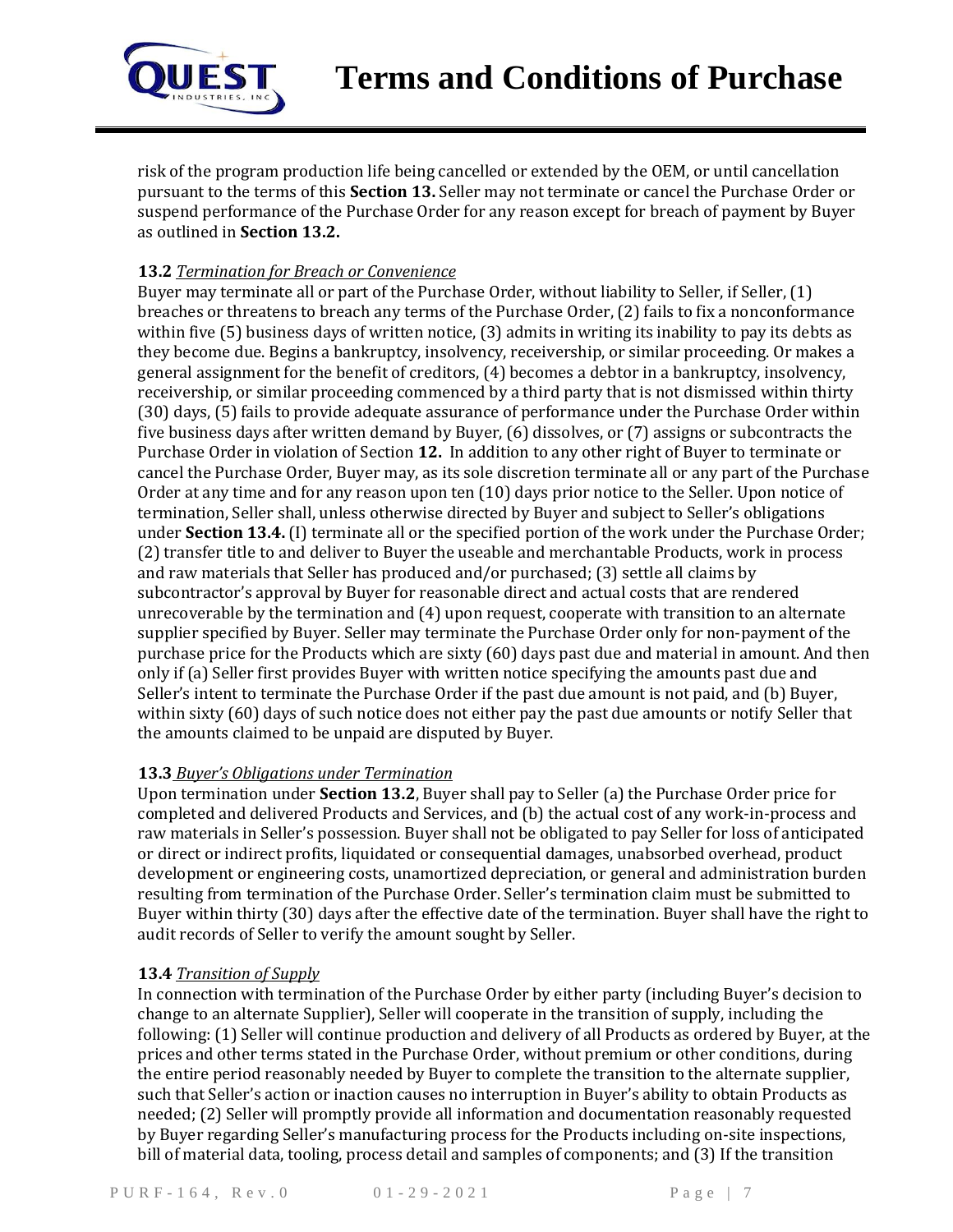risk of the program production life being cancelled or extended by the OEM, or until cancellation pursuant to the terms of this **Section 13.** Seller may not terminate or cancel the Purchase Order or suspend performance of the Purchase Order for any reason except for breach of payment by Buyer as outlined in **Section 13.2.**

**13.2** *Termination for Breach or Convenience*

Buyer may terminate all or part of the Purchase Order, without liability to Seller, if Seller, (1) breaches or threatens to breach any terms of the Purchase Order, (2) fails to fix a nonconformance within five (5) business days of written notice, (3) admits in writing its inability to pay its debts as they become due. Begins a bankruptcy, insolvency, receivership, or similar proceeding. Or makes a general assignment for the benefit of creditors, (4) becomes a debtor in a bankruptcy, insolvency, receivership, or similar proceeding commenced by a third party that is not dismissed within thirty (30) days, (5) fails to provide adequate assurance of performance under the Purchase Order within five business days after written demand by Buyer, (6) dissolves, or (7) assigns or subcontracts the Purchase Order in violation of Section **12.** In addition to any other right of Buyer to terminate or cancel the Purchase Order, Buyer may, as its sole discretion terminate all or any part of the Purchase Order at any time and for any reason upon ten (10) days prior notice to the Seller. Upon notice of termination, Seller shall, unless otherwise directed by Buyer and subject to Seller's obligations under **Section 13.4.** (I) terminate all or the specified portion of the work under the Purchase Order; (2) transfer title to and deliver to Buyer the useable and merchantable Products, work in process and raw materials that Seller has produced and/or purchased; (3) settle all claims by subcontractor's approval by Buyer for reasonable direct and actual costs that are rendered unrecoverable by the termination and (4) upon request, cooperate with transition to an alternate supplier specified by Buyer. Seller may terminate the Purchase Order only for non-payment of the purchase price for the Products which are sixty (60) days past due and material in amount. And then only if (a) Seller first provides Buyer with written notice specifying the amounts past due and Seller's intent to terminate the Purchase Order if the past due amount is not paid, and (b) Buyer, within sixty (60) days of such notice does not either pay the past due amounts or notify Seller that the amounts claimed to be unpaid are disputed by Buyer.

**13.3** *Buyer's Obligations under Termination*

Upon termination under **Section 13.2**, Buyer shall pay to Seller (a) the Purchase Order price for completed and delivered Products and Services, and (b) the actual cost of any work-in-process and raw materials in Seller's possession. Buyer shall not be obligated to pay Seller for loss of anticipated or direct or indirect profits, liquidated or consequential damages, unabsorbed overhead, product development or engineering costs, unamortized depreciation, or general and administration burden resulting from termination of the Purchase Order. Seller's termination claim must be submitted to Buyer within thirty (30) days after the effective date of the termination. Buyer shall have the right to audit records of Seller to verify the amount sought by Seller.

**13.4** *Transition of Supply*

In connection with termination of the Purchase Order by either party (including Buyer's decision to change to an alternate Supplier), Seller will cooperate in the transition of supply, including the following: (1) Seller will continue production and delivery of all Products as ordered by Buyer, at the prices and other terms stated in the Purchase Order, without premium or other conditions, during the entire period reasonably needed by Buyer to complete the transition to the alternate supplier, such that Seller's action or inaction causes no interruption in Buyer's ability to obtain Products as needed; (2) Seller will promptly provide all information and documentation reasonably requested by Buyer regarding Seller's manufacturing process for the Products including on-site inspections, bill of material data, tooling, process detail and samples of components; and (3) If the transition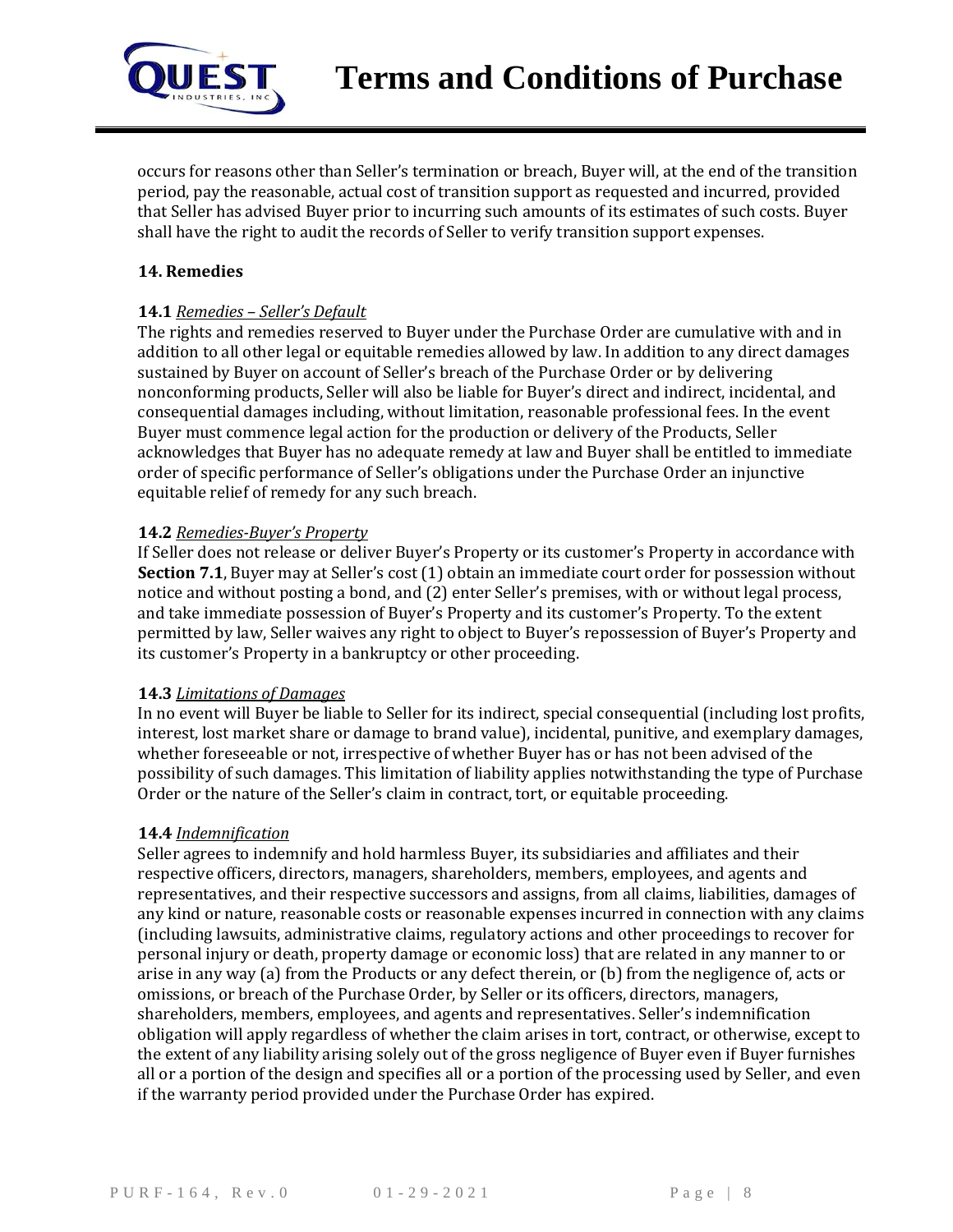occurs for reasons other than Seller's termination or breach, Buyer will, at the end of the transition period, pay the reasonable, actual cost of transition support as requested and incurred, provided that Seller has advised Buyer prior to incurring such amounts of its estimates of such costs. Buyer shall have the right to audit the records of Seller to verify transition support expenses.

### 14. Remedies

**14.1** *Remedies – Seller's Default*

The rights and remedies reserved to Buyer under the Purchase Order are cumulative with and in addition to all other legal or equitable remedies allowed by law. In addition to any direct damages sustained by Buyer on account of Seller's breach of the Purchase Order or by delivering nonconforming products, Seller will also be liable for Buyer's direct and indirect, incidental, and consequential damages including, without limitation, reasonable professional fees. In the event Buyer must commence legal action for the production or delivery of the Products, Seller acknowledges that Buyer has no adequate remedy at law and Buyer shall be entitled to immediate order of specific performance of Seller's obligations under the Purchase Order an injunctive equitable relief of remedy for any such breach.

**14.2** *Remedies-Buyer's Property*

If Seller does not release or deliver Buyer's Property or its customer's Property in accordance with **Section 7.1**, Buyer may at Seller's cost (1) obtain an immediate court order for possession without notice and without posting a bond, and (2) enter Seller's premises, with or without legal process, and take immediate possession of Buyer's Property and its customer's Property. To the extent permitted by law, Seller waives any right to object to Buyer's repossession of Buyer's Property and its customer's Property in a bankruptcy or other proceeding.

**14.3** *Limitations of Damages*

In no event will Buyer be liable to Seller for its indirect, special consequential (including lost profits, interest, lost market share or damage to brand value), incidental, punitive, and exemplary damages, whether foreseeable or not, irrespective of whether Buyer has or has not been advised of the possibility of such damages. This limitation of liability applies notwithstanding the type of Purchase Order or the nature of the Seller's claim in contract, tort, or equitable proceeding.

**14.4** *Indemnification*

Seller agrees to indemnify and hold harmless Buyer, its subsidiaries and affiliates and their respective officers, directors, managers, shareholders, members, employees, and agents and representatives, and their respective successors and assigns, from all claims, liabilities, damages of any kind or nature, reasonable costs or reasonable expenses incurred in connection with any claims (including lawsuits, administrative claims, regulatory actions and other proceedings to recover for personal injury or death, property damage or economic loss) that are related in any manner to or arise in any way (a) from the Products or any defect therein, or (b) from the negligence of, acts or omissions, or breach of the Purchase Order, by Seller or its officers, directors, managers, shareholders, members, employees, and agents and representatives. Seller's indemnification obligation will apply regardless of whether the claim arises in tort, contract, or otherwise, except to the extent of any liability arising solely out of the gross negligence of Buyer even if Buyer furnishes all or a portion of the design and specifies all or a portion of the processing used by Seller, and even if the warranty period provided under the Purchase Order has expired.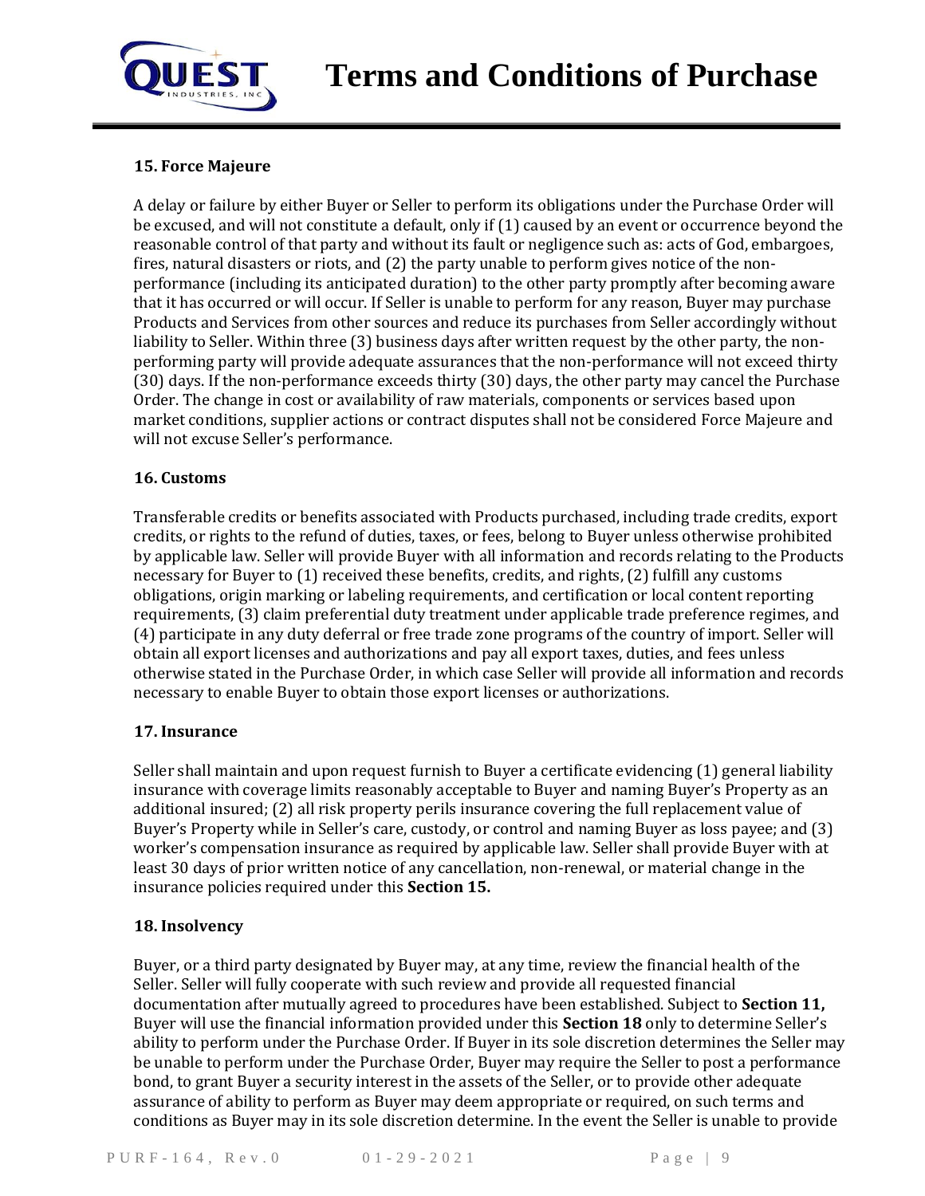### 15. Force Majeure

A delay or failure by either Buyer or Seller to perform its obligations under the Purchase Order will be excused, and will not constitute a default, only if (1) caused by an event or occurrence beyond the reasonable control of that party and without its fault or negligence such as: acts of God, embargoes, fires, natural disasters or riots, and (2) the party unable to perform gives notice of the non-performance (including its anticipated duration) to the other party promptly after becoming aware that it has occurred or will occur. If Seller is unable to perform for any reason, Buyer may purchase Products and Services from other sources and reduce its purchases from Seller accordingly without liability to Seller. Within three (3) business days after written request by the other party, the non-performing party will provide adequate assurances that the non-performance will not exceed thirty (30) days. If the non-performance exceeds thirty (30) days, the other party may cancel the Purchase Order. The change in cost or availability of raw materials, components or services based upon market conditions, supplier actions or contract disputes shall not be considered Force Majeure and will not excuse Seller's performance.

### 16. Customs

Transferable credits or benefits associated with Products purchased, including trade credits, export credits, or rights to the refund of duties, taxes, or fees, belong to Buyer unless otherwise prohibited by applicable law. Seller will provide Buyer with all information and records relating to the Products necessary for Buyer to (1) received these benefits, credits, and rights, (2) fulfill any customs obligations, origin marking or labeling requirements, and certification or local content reporting requirements, (3) claim preferential duty treatment under applicable trade preference regimes, and (4) participate in any duty deferral or free trade zone programs of the country of import. Seller will obtain all export licenses and authorizations and pay all export taxes, duties, and fees unless otherwise stated in the Purchase Order, in which case Seller will provide all information and records necessary to enable Buyer to obtain those export licenses or authorizations.

### 17. Insurance

Seller shall maintain and upon request furnish to Buyer a certificate evidencing (1) general liability insurance with coverage limits reasonably acceptable to Buyer and naming Buyer's Property as an additional insured; (2) all risk property perils insurance covering the full replacement value of Buyer's Property while in Seller's care, custody, or control and naming Buyer as loss payee; and (3) worker's compensation insurance as required by applicable law. Seller shall provide Buyer with at least 30 days of prior written notice of any cancellation, non-renewal, or material change in the insurance policies required under this **Section 15.**

### 18. Insolvency

Buyer, or a third party designated by Buyer may, at any time, review the financial health of the Seller. Seller will fully cooperate with such review and provide all requested financial documentation after mutually agreed to procedures have been established. Subject to **Section 11,** Buyer will use the financial information provided under this **Section 18** only to determine Seller's ability to perform under the Purchase Order. If Buyer in its sole discretion determines the Seller may be unable to perform under the Purchase Order, Buyer may require the Seller to post a performance bond, to grant Buyer a security interest in the assets of the Seller, or to provide other adequate assurance of ability to perform as Buyer may deem appropriate or required, on such terms and conditions as Buyer may in its sole discretion determine. In the event the Seller is unable to provide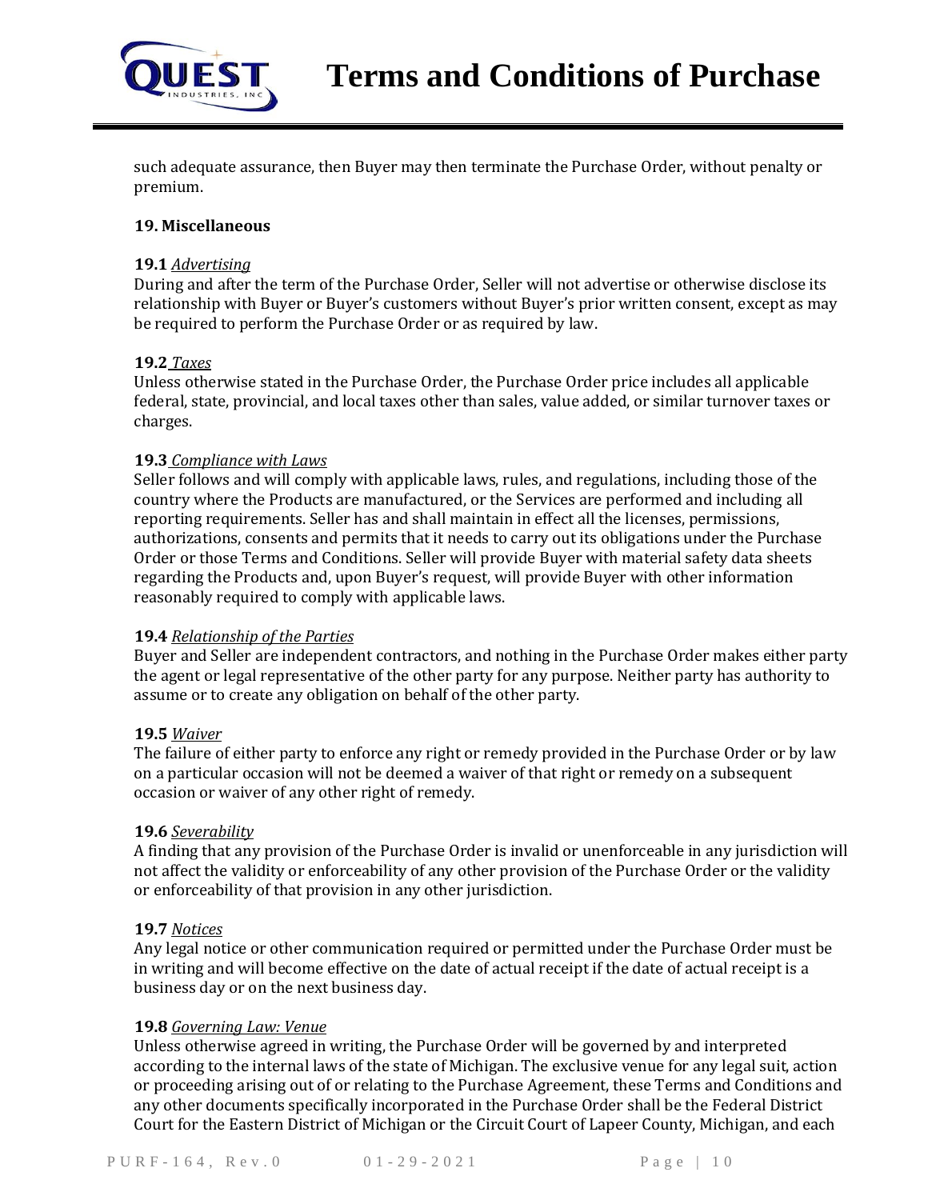such adequate assurance, then Buyer may then terminate the Purchase Order, without penalty or premium.

**19. Miscellaneous**

**19.1** *Advertising*
During and after the term of the Purchase Order, Seller will not advertise or otherwise disclose its relationship with Buyer or Buyer's customers without Buyer's prior written consent, except as may be required to perform the Purchase Order or as required by law.

**19.2** *Taxes*
Unless otherwise stated in the Purchase Order, the Purchase Order price includes all applicable federal, state, provincial, and local taxes other than sales, value added, or similar turnover taxes or charges.

**19.3** *Compliance with Laws*
Seller follows and will comply with applicable laws, rules, and regulations, including those of the country where the Products are manufactured, or the Services are performed and including all reporting requirements. Seller has and shall maintain in effect all the licenses, permissions, authorizations, consents and permits that it needs to carry out its obligations under the Purchase Order or those Terms and Conditions. Seller will provide Buyer with material safety data sheets regarding the Products and, upon Buyer's request, will provide Buyer with other information reasonably required to comply with applicable laws.

**19.4** *Relationship of the Parties*
Buyer and Seller are independent contractors, and nothing in the Purchase Order makes either party the agent or legal representative of the other party for any purpose. Neither party has authority to assume or to create any obligation on behalf of the other party.

**19.5** *Waiver*
The failure of either party to enforce any right or remedy provided in the Purchase Order or by law on a particular occasion will not be deemed a waiver of that right or remedy on a subsequent occasion or waiver of any other right of remedy.

**19.6** *Severability*
A finding that any provision of the Purchase Order is invalid or unenforceable in any jurisdiction will not affect the validity or enforceability of any other provision of the Purchase Order or the validity or enforceability of that provision in any other jurisdiction.

**19.7** *Notices*
Any legal notice or other communication required or permitted under the Purchase Order must be in writing and will become effective on the date of actual receipt if the date of actual receipt is a business day or on the next business day.

**19.8** *Governing Law: Venue*
Unless otherwise agreed in writing, the Purchase Order will be governed by and interpreted according to the internal laws of the state of Michigan. The exclusive venue for any legal suit, action or proceeding arising out of or relating to the Purchase Agreement, these Terms and Conditions and any other documents specifically incorporated in the Purchase Order shall be the Federal District Court for the Eastern District of Michigan or the Circuit Court of Lapeer County, Michigan, and each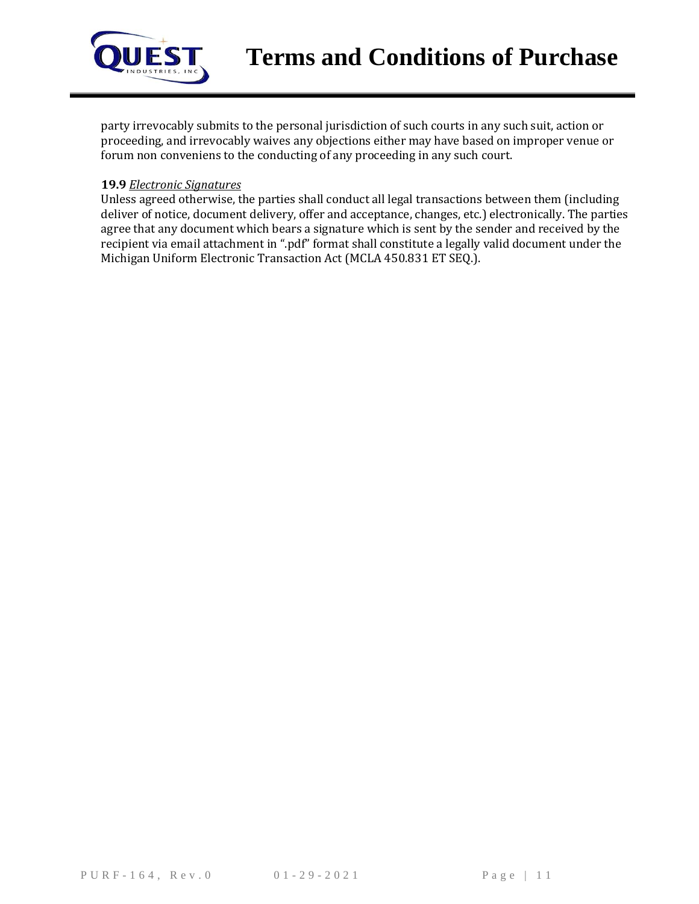party irrevocably submits to the personal jurisdiction of such courts in any such suit, action or proceeding, and irrevocably waives any objections either may have based on improper venue or forum non conveniens to the conducting of any proceeding in any such court.

**19.9** *Electronic Signatures*
Unless agreed otherwise, the parties shall conduct all legal transactions between them (including deliver of notice, document delivery, offer and acceptance, changes, etc.) electronically. The parties agree that any document which bears a signature which is sent by the sender and received by the recipient via email attachment in ".pdf" format shall constitute a legally valid document under the Michigan Uniform Electronic Transaction Act (MCLA 450.831 ET SEQ.).